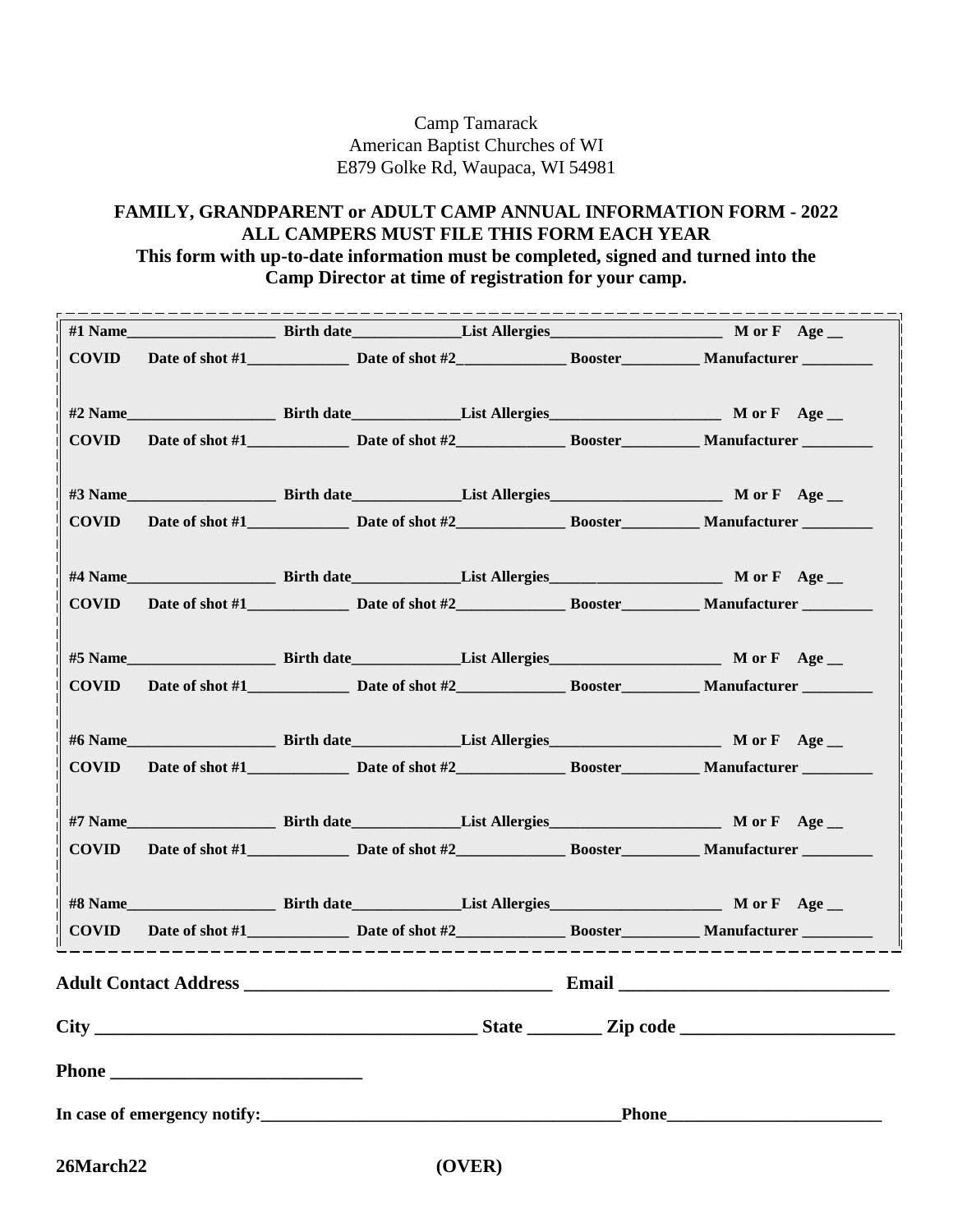Camp Tamarack
American Baptist Churches of WI
E879 Golke Rd, Waupaca, WI 54981

**FAMILY, GRANDPARENT or ADULT CAMP ANNUAL INFORMATION FORM - 2022**
**ALL CAMPERS MUST FILE THIS FORM EACH YEAR**
**This form with up-to-date information must be completed, signed and turned into the Camp Director at time of registration for your camp.**

**#1 Name**___________________ **Birth date**______________ **List Allergies**______________________ **M or F Age** __
**COVID Date of shot #1**_____________ **Date of shot #2**______________ **Booster**__________ **Manufacturer** _________

**#2 Name**___________________ **Birth date**______________ **List Allergies**______________________ **M or F Age** __
**COVID Date of shot #1**_____________ **Date of shot #2**______________ **Booster**__________ **Manufacturer** _________

**#3 Name**___________________ **Birth date**______________ **List Allergies**______________________ **M or F Age** __
**COVID Date of shot #1**_____________ **Date of shot #2**______________ **Booster**__________ **Manufacturer** _________

**#4 Name**___________________ **Birth date**______________ **List Allergies**______________________ **M or F Age** __
**COVID Date of shot #1**_____________ **Date of shot #2**______________ **Booster**__________ **Manufacturer** _________

**#5 Name**___________________ **Birth date**______________ **List Allergies**______________________ **M or F Age** __
**COVID Date of shot #1**_____________ **Date of shot #2**______________ **Booster**__________ **Manufacturer** _________

**#6 Name**___________________ **Birth date**______________ **List Allergies**______________________ **M or F Age** __
**COVID Date of shot #1**_____________ **Date of shot #2**______________ **Booster**__________ **Manufacturer** _________

**#7 Name**___________________ **Birth date**______________ **List Allergies**______________________ **M or F Age** __
**COVID Date of shot #1**_____________ **Date of shot #2**______________ **Booster**__________ **Manufacturer** _________

**#8 Name**___________________ **Birth date**______________ **List Allergies**______________________ **M or F Age** __
**COVID Date of shot #1**_____________ **Date of shot #2**______________ **Booster**__________ **Manufacturer** _________

**Adult Contact Address** _________________________________ **Email** _____________________________

**City** _________________________________________ **State** ________ **Zip code** _______________________

**Phone** ___________________________

**In case of emergency notify:**_________________________________________**Phone**_________________________

**26March22** **(OVER)**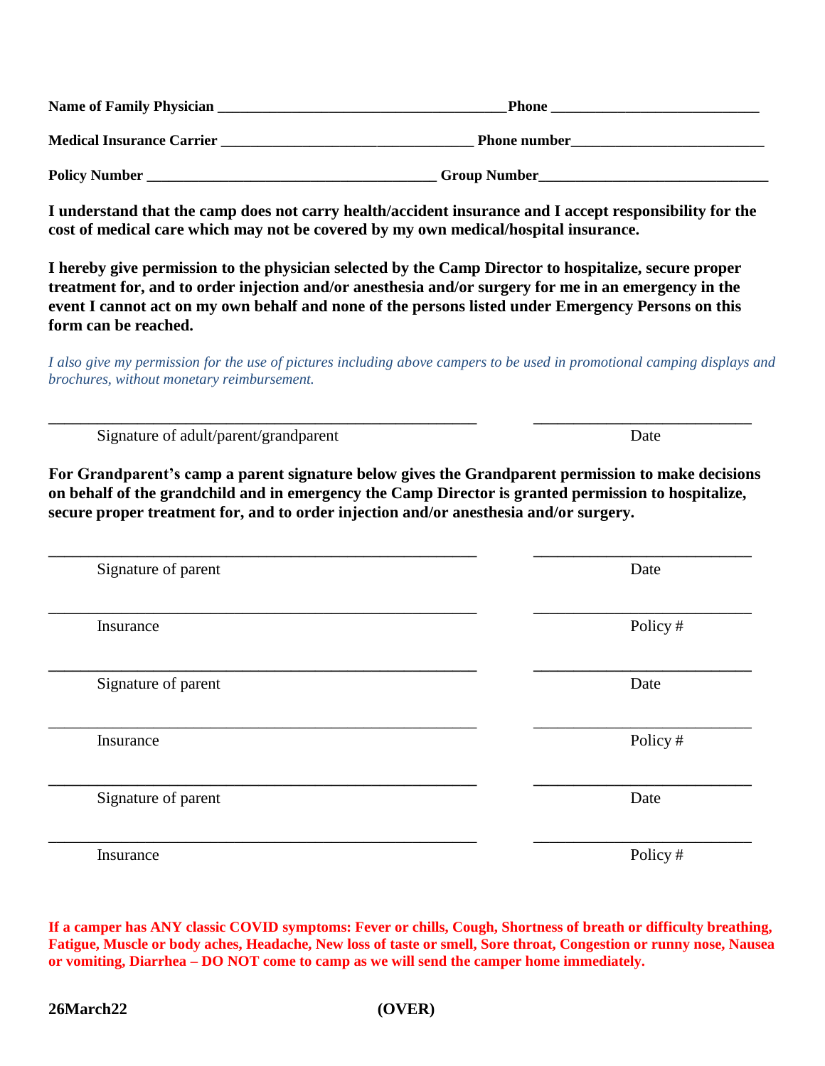**Name of Family Physician** ________________________________________ **Phone** ____________________________

**Medical Insurance Carrier** __________________________________ **Phone number**_________________________

**Policy Number** _______________________________________ **Group Number**______________________________

**I understand that the camp does not carry health/accident insurance and I accept responsibility for the cost of medical care which may not be covered by my own medical/hospital insurance.**

**I hereby give permission to the physician selected by the Camp Director to hospitalize, secure proper treatment for, and to order injection and/or anesthesia and/or surgery for me in an emergency in the event I cannot act on my own behalf and none of the persons listed under Emergency Persons on this form can be reached.**

*I also give my permission for the use of pictures including above campers to be used in promotional camping displays and brochures, without monetary reimbursement.*

_____________________________________________________ __________________________

Signature of adult/parent/grandparent Date

**For Grandparent's camp a parent signature below gives the Grandparent permission to make decisions on behalf of the grandchild and in emergency the Camp Director is granted permission to hospitalize, secure proper treatment for, and to order injection and/or anesthesia and/or surgery.**

_____________________________________________________ __________________________

Signature of parent Date

_____________________________________________________ __________________________

Insurance Policy #

_____________________________________________________ __________________________

Signature of parent Date

_____________________________________________________ __________________________

Insurance Policy #

_____________________________________________________ __________________________

Signature of parent Date

_____________________________________________________ __________________________

Insurance Policy #

**If a camper has ANY classic COVID symptoms: Fever or chills, Cough, Shortness of breath or difficulty breathing, Fatigue, Muscle or body aches, Headache, New loss of taste or smell, Sore throat, Congestion or runny nose, Nausea or vomiting, Diarrhea – DO NOT come to camp as we will send the camper home immediately.**

**26March22** **(OVER)**